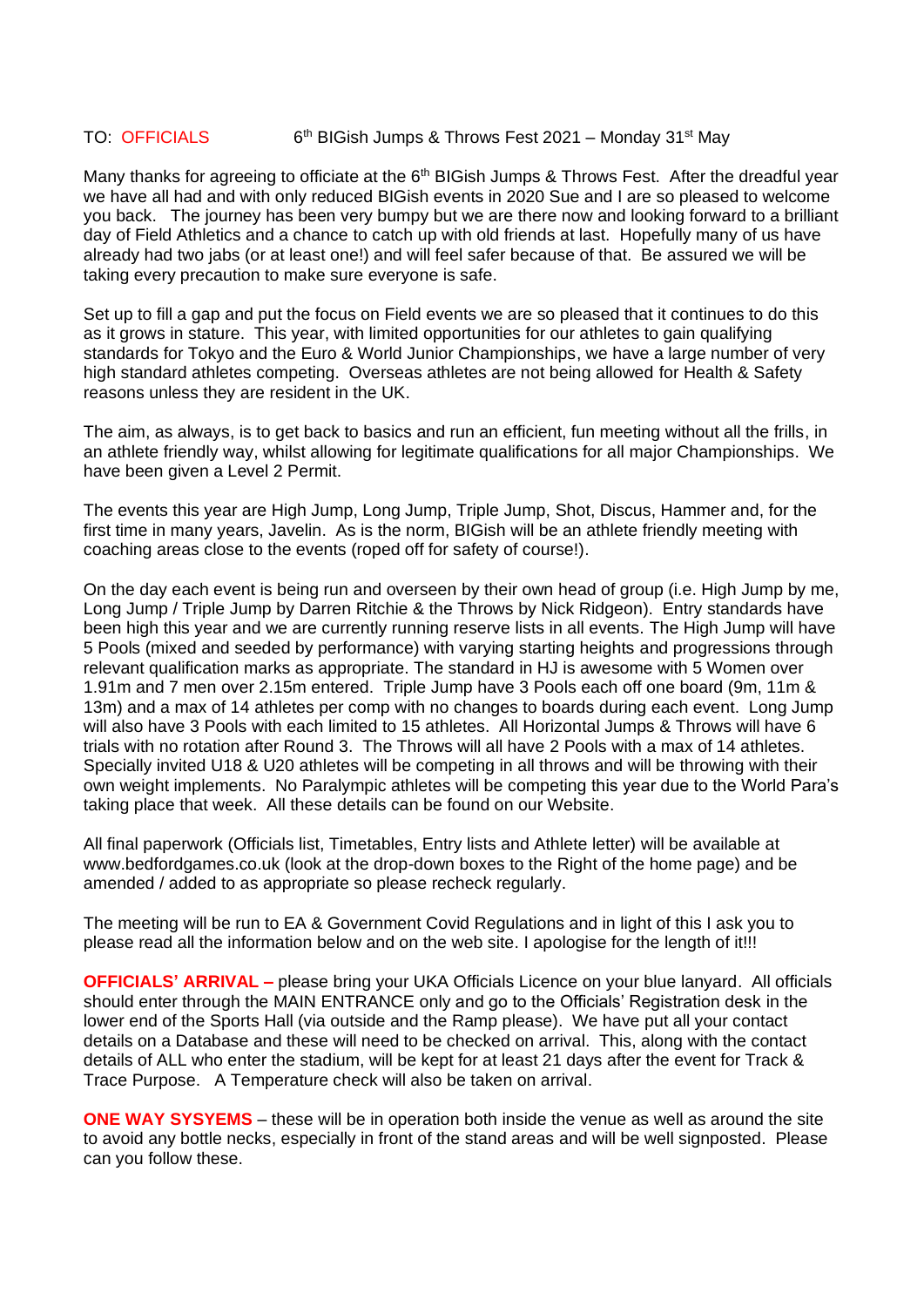TO: OFFICIALS 6th BIGish Jumps & Throws Fest 2021 – Monday 31st May

Many thanks for agreeing to officiate at the 6th BIGish Jumps & Throws Fest. After the dreadful year we have all had and with only reduced BIGish events in 2020 Sue and I are so pleased to welcome you back. The journey has been very bumpy but we are there now and looking forward to a brilliant day of Field Athletics and a chance to catch up with old friends at last. Hopefully many of us have already had two jabs (or at least one!) and will feel safer because of that. Be assured we will be taking every precaution to make sure everyone is safe.

Set up to fill a gap and put the focus on Field events we are so pleased that it continues to do this as it grows in stature. This year, with limited opportunities for our athletes to gain qualifying standards for Tokyo and the Euro & World Junior Championships, we have a large number of very high standard athletes competing. Overseas athletes are not being allowed for Health & Safety reasons unless they are resident in the UK.

The aim, as always, is to get back to basics and run an efficient, fun meeting without all the frills, in an athlete friendly way, whilst allowing for legitimate qualifications for all major Championships. We have been given a Level 2 Permit.

The events this year are High Jump, Long Jump, Triple Jump, Shot, Discus, Hammer and, for the first time in many years, Javelin. As is the norm, BIGish will be an athlete friendly meeting with coaching areas close to the events (roped off for safety of course!).

On the day each event is being run and overseen by their own head of group (i.e. High Jump by me, Long Jump / Triple Jump by Darren Ritchie & the Throws by Nick Ridgeon). Entry standards have been high this year and we are currently running reserve lists in all events. The High Jump will have 5 Pools (mixed and seeded by performance) with varying starting heights and progressions through relevant qualification marks as appropriate. The standard in HJ is awesome with 5 Women over 1.91m and 7 men over 2.15m entered. Triple Jump have 3 Pools each off one board (9m, 11m & 13m) and a max of 14 athletes per comp with no changes to boards during each event. Long Jump will also have 3 Pools with each limited to 15 athletes. All Horizontal Jumps & Throws will have 6 trials with no rotation after Round 3. The Throws will all have 2 Pools with a max of 14 athletes. Specially invited U18 & U20 athletes will be competing in all throws and will be throwing with their own weight implements. No Paralympic athletes will be competing this year due to the World Para's taking place that week. All these details can be found on our Website.

All final paperwork (Officials list, Timetables, Entry lists and Athlete letter) will be available at www.bedfordgames.co.uk (look at the drop-down boxes to the Right of the home page) and be amended / added to as appropriate so please recheck regularly.

The meeting will be run to EA & Government Covid Regulations and in light of this I ask you to please read all the information below and on the web site. I apologise for the length of it!!!

**OFFICIALS' ARRIVAL –** please bring your UKA Officials Licence on your blue lanyard. All officials should enter through the MAIN ENTRANCE only and go to the Officials' Registration desk in the lower end of the Sports Hall (via outside and the Ramp please). We have put all your contact details on a Database and these will need to be checked on arrival. This, along with the contact details of ALL who enter the stadium, will be kept for at least 21 days after the event for Track & Trace Purpose. A Temperature check will also be taken on arrival.

**ONE WAY SYSYEMS** – these will be in operation both inside the venue as well as around the site to avoid any bottle necks, especially in front of the stand areas and will be well signposted. Please can you follow these.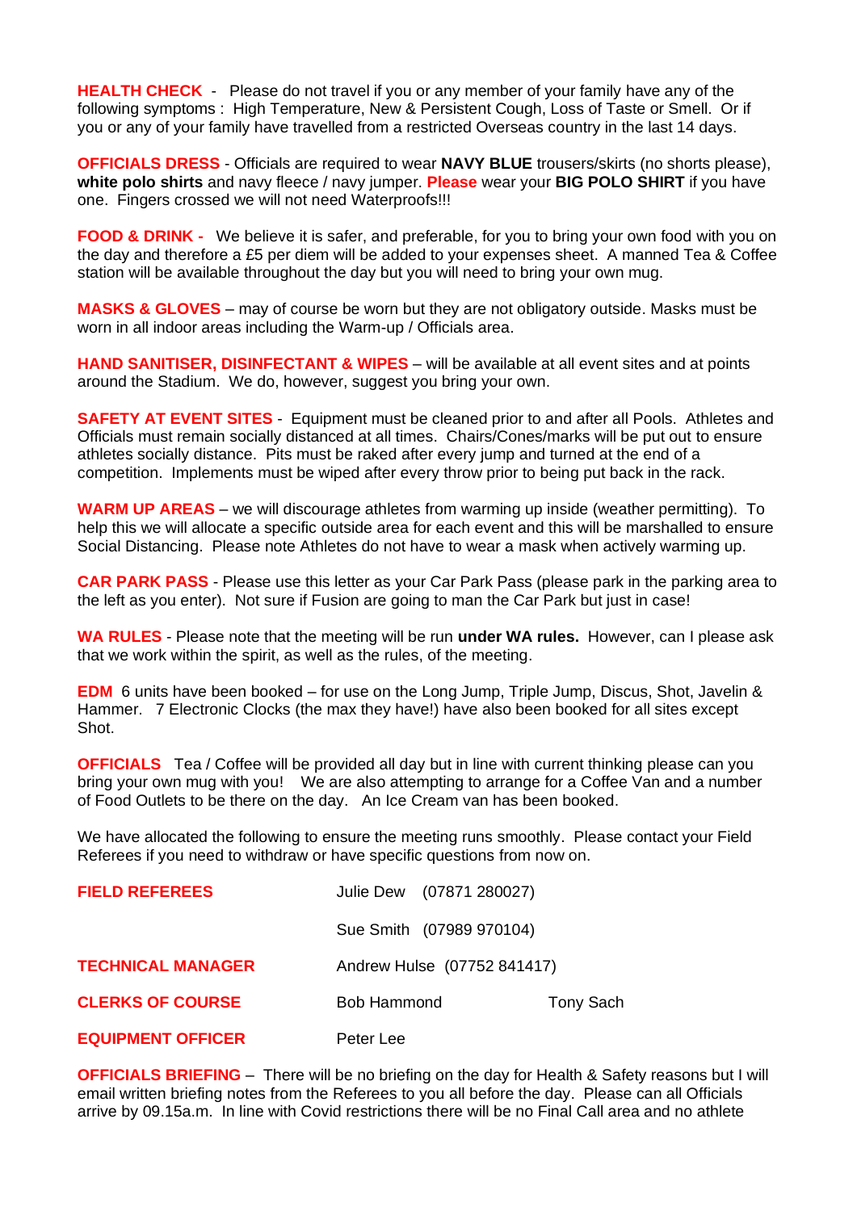**HEALTH CHECK** - Please do not travel if you or any member of your family have any of the following symptoms : High Temperature, New & Persistent Cough, Loss of Taste or Smell. Or if you or any of your family have travelled from a restricted Overseas country in the last 14 days.

**OFFICIALS DRESS** - Officials are required to wear **NAVY BLUE** trousers/skirts (no shorts please), **white polo shirts** and navy fleece / navy jumper. **Please** wear your **BIG POLO SHIRT** if you have one. Fingers crossed we will not need Waterproofs!!!

**FOOD & DRINK -** We believe it is safer, and preferable, for you to bring your own food with you on the day and therefore a £5 per diem will be added to your expenses sheet. A manned Tea & Coffee station will be available throughout the day but you will need to bring your own mug.

**MASKS & GLOVES** – may of course be worn but they are not obligatory outside. Masks must be worn in all indoor areas including the Warm-up / Officials area.

**HAND SANITISER, DISINFECTANT & WIPES** – will be available at all event sites and at points around the Stadium. We do, however, suggest you bring your own.

**SAFETY AT EVENT SITES** - Equipment must be cleaned prior to and after all Pools. Athletes and Officials must remain socially distanced at all times. Chairs/Cones/marks will be put out to ensure athletes socially distance. Pits must be raked after every jump and turned at the end of a competition. Implements must be wiped after every throw prior to being put back in the rack.

**WARM UP AREAS** – we will discourage athletes from warming up inside (weather permitting). To help this we will allocate a specific outside area for each event and this will be marshalled to ensure Social Distancing. Please note Athletes do not have to wear a mask when actively warming up.

**CAR PARK PASS** - Please use this letter as your Car Park Pass (please park in the parking area to the left as you enter). Not sure if Fusion are going to man the Car Park but just in case!

**WA RULES** - Please note that the meeting will be run **under WA rules.** However, can I please ask that we work within the spirit, as well as the rules, of the meeting.

**EDM** 6 units have been booked – for use on the Long Jump, Triple Jump, Discus, Shot, Javelin & Hammer. 7 Electronic Clocks (the max they have!) have also been booked for all sites except Shot.

**OFFICIALS** Tea / Coffee will be provided all day but in line with current thinking please can you bring your own mug with you! We are also attempting to arrange for a Coffee Van and a number of Food Outlets to be there on the day. An Ice Cream van has been booked.

We have allocated the following to ensure the meeting runs smoothly. Please contact your Field Referees if you need to withdraw or have specific questions from now on.

| | | |
|---|---|---|
| **FIELD REFEREES** | Julie Dew (07871 280027) | |
| | Sue Smith (07989 970104) | |
| **TECHNICAL MANAGER** | Andrew Hulse (07752 841417) | |
| **CLERKS OF COURSE** | Bob Hammond | Tony Sach |
| **EQUIPMENT OFFICER** | Peter Lee | |

**OFFICIALS BRIEFING** – There will be no briefing on the day for Health & Safety reasons but I will email written briefing notes from the Referees to you all before the day. Please can all Officials arrive by 09.15a.m. In line with Covid restrictions there will be no Final Call area and no athlete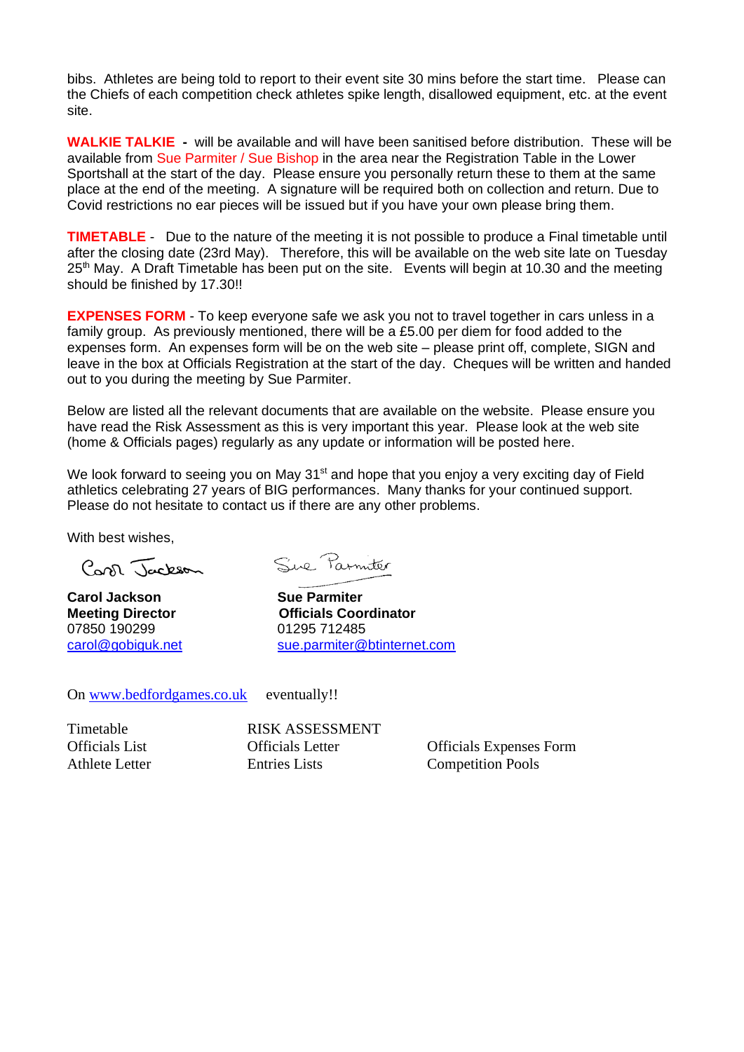bibs. Athletes are being told to report to their event site 30 mins before the start time. Please can the Chiefs of each competition check athletes spike length, disallowed equipment, etc. at the event site.

**WALKIE TALKIE -** will be available and will have been sanitised before distribution. These will be available from Sue Parmiter / Sue Bishop in the area near the Registration Table in the Lower Sportshall at the start of the day. Please ensure you personally return these to them at the same place at the end of the meeting. A signature will be required both on collection and return. Due to Covid restrictions no ear pieces will be issued but if you have your own please bring them.

**TIMETABLE** - Due to the nature of the meeting it is not possible to produce a Final timetable until after the closing date (23rd May). Therefore, this will be available on the web site late on Tuesday 25th May. A Draft Timetable has been put on the site. Events will begin at 10.30 and the meeting should be finished by 17.30!!

**EXPENSES FORM** - To keep everyone safe we ask you not to travel together in cars unless in a family group. As previously mentioned, there will be a £5.00 per diem for food added to the expenses form. An expenses form will be on the web site – please print off, complete, SIGN and leave in the box at Officials Registration at the start of the day. Cheques will be written and handed out to you during the meeting by Sue Parmiter.

Below are listed all the relevant documents that are available on the website. Please ensure you have read the Risk Assessment as this is very important this year. Please look at the web site (home & Officials pages) regularly as any update or information will be posted here.

We look forward to seeing you on May 31st and hope that you enjoy a very exciting day of Field athletics celebrating 27 years of BIG performances. Many thanks for your continued support. Please do not hesitate to contact us if there are any other problems.

With best wishes,

Carol Jackson

**Carol Jackson**
**Meeting Director**
07850 190299
carol@gobiguk.net

Sue Parmiter

**Sue Parmiter**
**Officials Coordinator**
01295 712485
sue.parmiter@btinternet.com

On www.bedfordgames.co.uk eventually!!

| | | |
|---|---|---|
| Timetable | RISK ASSESSMENT | |
| Officials List | Officials Letter | Officials Expenses Form |
| Athlete Letter | Entries Lists | Competition Pools |